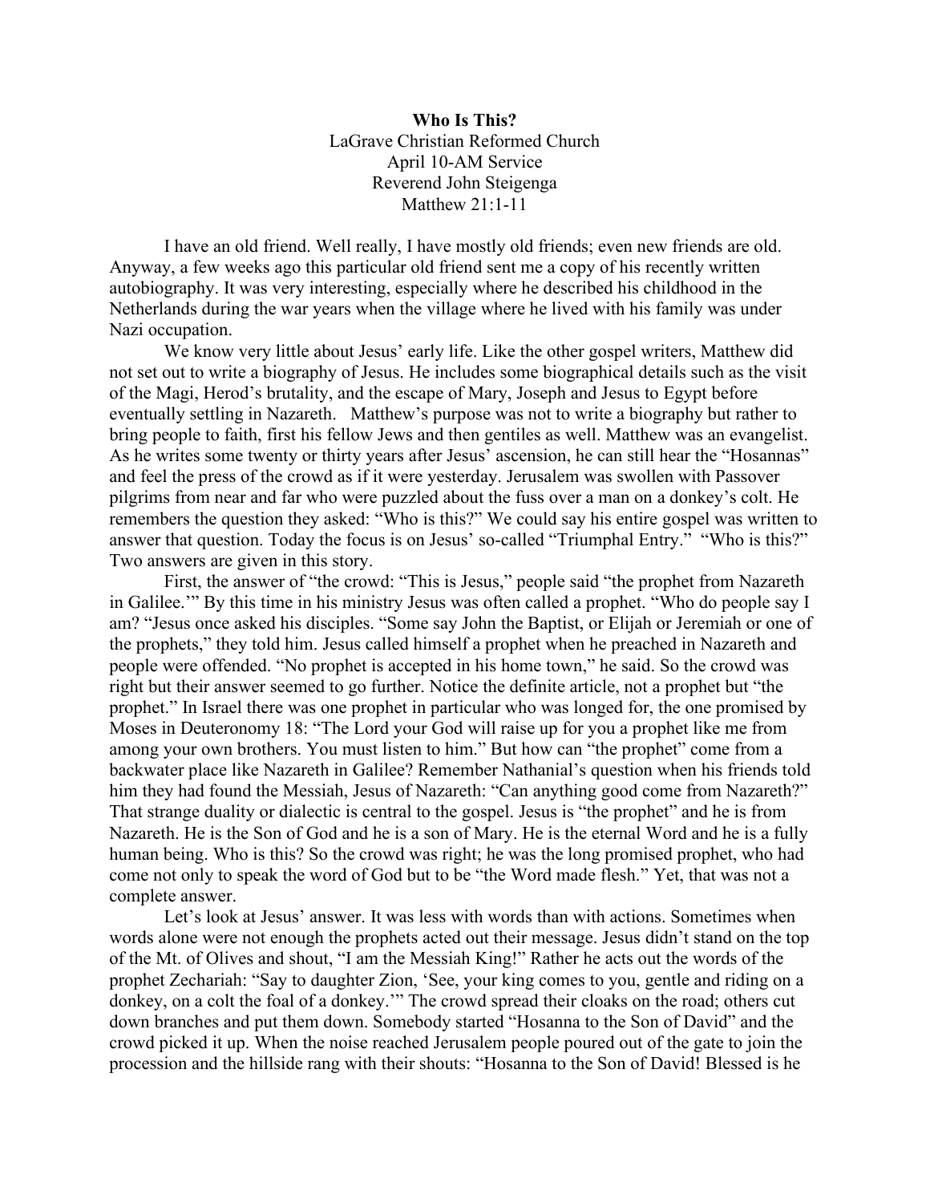**Who Is This?**

LaGrave Christian Reformed Church
April 10-AM Service
Reverend John Steigenga
Matthew 21:1-11

I have an old friend. Well really, I have mostly old friends; even new friends are old. Anyway, a few weeks ago this particular old friend sent me a copy of his recently written autobiography. It was very interesting, especially where he described his childhood in the Netherlands during the war years when the village where he lived with his family was under Nazi occupation.

We know very little about Jesus' early life. Like the other gospel writers, Matthew did not set out to write a biography of Jesus. He includes some biographical details such as the visit of the Magi, Herod's brutality, and the escape of Mary, Joseph and Jesus to Egypt before eventually settling in Nazareth. Matthew's purpose was not to write a biography but rather to bring people to faith, first his fellow Jews and then gentiles as well. Matthew was an evangelist. As he writes some twenty or thirty years after Jesus' ascension, he can still hear the "Hosannas" and feel the press of the crowd as if it were yesterday. Jerusalem was swollen with Passover pilgrims from near and far who were puzzled about the fuss over a man on a donkey's colt. He remembers the question they asked: "Who is this?" We could say his entire gospel was written to answer that question. Today the focus is on Jesus' so-called "Triumphal Entry." "Who is this?" Two answers are given in this story.

First, the answer of "the crowd: "This is Jesus," people said "the prophet from Nazareth in Galilee.'" By this time in his ministry Jesus was often called a prophet. "Who do people say I am? "Jesus once asked his disciples. "Some say John the Baptist, or Elijah or Jeremiah or one of the prophets," they told him. Jesus called himself a prophet when he preached in Nazareth and people were offended. "No prophet is accepted in his home town," he said. So the crowd was right but their answer seemed to go further. Notice the definite article, not a prophet but "the prophet." In Israel there was one prophet in particular who was longed for, the one promised by Moses in Deuteronomy 18: "The Lord your God will raise up for you a prophet like me from among your own brothers. You must listen to him." But how can "the prophet" come from a backwater place like Nazareth in Galilee? Remember Nathanial's question when his friends told him they had found the Messiah, Jesus of Nazareth: "Can anything good come from Nazareth?" That strange duality or dialectic is central to the gospel. Jesus is "the prophet" and he is from Nazareth. He is the Son of God and he is a son of Mary. He is the eternal Word and he is a fully human being. Who is this? So the crowd was right; he was the long promised prophet, who had come not only to speak the word of God but to be "the Word made flesh." Yet, that was not a complete answer.

Let's look at Jesus' answer. It was less with words than with actions. Sometimes when words alone were not enough the prophets acted out their message. Jesus didn't stand on the top of the Mt. of Olives and shout, "I am the Messiah King!" Rather he acts out the words of the prophet Zechariah: "Say to daughter Zion, 'See, your king comes to you, gentle and riding on a donkey, on a colt the foal of a donkey.'" The crowd spread their cloaks on the road; others cut down branches and put them down. Somebody started "Hosanna to the Son of David" and the crowd picked it up. When the noise reached Jerusalem people poured out of the gate to join the procession and the hillside rang with their shouts: "Hosanna to the Son of David! Blessed is he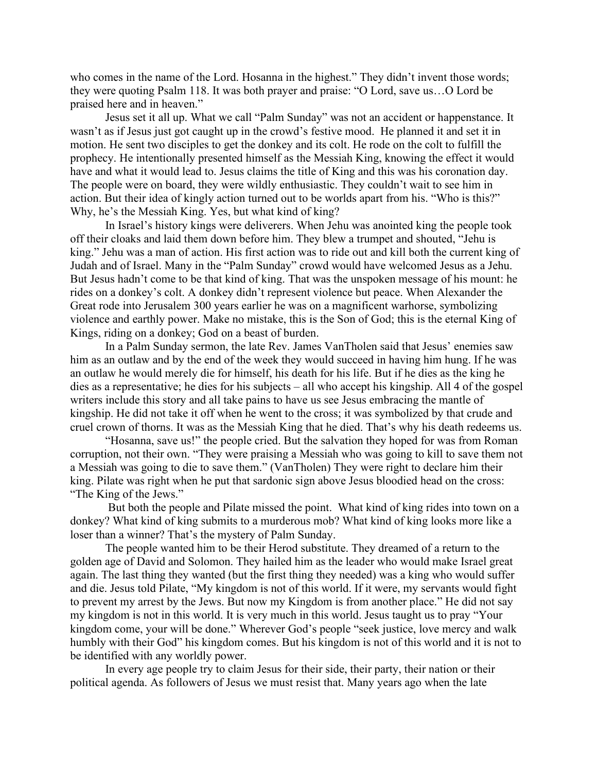who comes in the name of the Lord. Hosanna in the highest." They didn't invent those words; they were quoting Psalm 118. It was both prayer and praise: "O Lord, save us…O Lord be praised here and in heaven."

Jesus set it all up. What we call "Palm Sunday" was not an accident or happenstance. It wasn't as if Jesus just got caught up in the crowd's festive mood. He planned it and set it in motion. He sent two disciples to get the donkey and its colt. He rode on the colt to fulfill the prophecy. He intentionally presented himself as the Messiah King, knowing the effect it would have and what it would lead to. Jesus claims the title of King and this was his coronation day. The people were on board, they were wildly enthusiastic. They couldn't wait to see him in action. But their idea of kingly action turned out to be worlds apart from his. "Who is this?" Why, he's the Messiah King. Yes, but what kind of king?

In Israel's history kings were deliverers. When Jehu was anointed king the people took off their cloaks and laid them down before him. They blew a trumpet and shouted, "Jehu is king." Jehu was a man of action. His first action was to ride out and kill both the current king of Judah and of Israel. Many in the "Palm Sunday" crowd would have welcomed Jesus as a Jehu. But Jesus hadn't come to be that kind of king. That was the unspoken message of his mount: he rides on a donkey's colt. A donkey didn't represent violence but peace. When Alexander the Great rode into Jerusalem 300 years earlier he was on a magnificent warhorse, symbolizing violence and earthly power. Make no mistake, this is the Son of God; this is the eternal King of Kings, riding on a donkey; God on a beast of burden.

In a Palm Sunday sermon, the late Rev. James VanTholen said that Jesus' enemies saw him as an outlaw and by the end of the week they would succeed in having him hung. If he was an outlaw he would merely die for himself, his death for his life. But if he dies as the king he dies as a representative; he dies for his subjects – all who accept his kingship. All 4 of the gospel writers include this story and all take pains to have us see Jesus embracing the mantle of kingship. He did not take it off when he went to the cross; it was symbolized by that crude and cruel crown of thorns. It was as the Messiah King that he died. That's why his death redeems us.

"Hosanna, save us!" the people cried. But the salvation they hoped for was from Roman corruption, not their own. "They were praising a Messiah who was going to kill to save them not a Messiah was going to die to save them." (VanTholen) They were right to declare him their king. Pilate was right when he put that sardonic sign above Jesus bloodied head on the cross: "The King of the Jews."

But both the people and Pilate missed the point. What kind of king rides into town on a donkey? What kind of king submits to a murderous mob? What kind of king looks more like a loser than a winner? That's the mystery of Palm Sunday.

The people wanted him to be their Herod substitute. They dreamed of a return to the golden age of David and Solomon. They hailed him as the leader who would make Israel great again. The last thing they wanted (but the first thing they needed) was a king who would suffer and die. Jesus told Pilate, "My kingdom is not of this world. If it were, my servants would fight to prevent my arrest by the Jews. But now my Kingdom is from another place." He did not say my kingdom is not in this world. It is very much in this world. Jesus taught us to pray "Your kingdom come, your will be done." Wherever God's people "seek justice, love mercy and walk humbly with their God" his kingdom comes. But his kingdom is not of this world and it is not to be identified with any worldly power.

In every age people try to claim Jesus for their side, their party, their nation or their political agenda. As followers of Jesus we must resist that. Many years ago when the late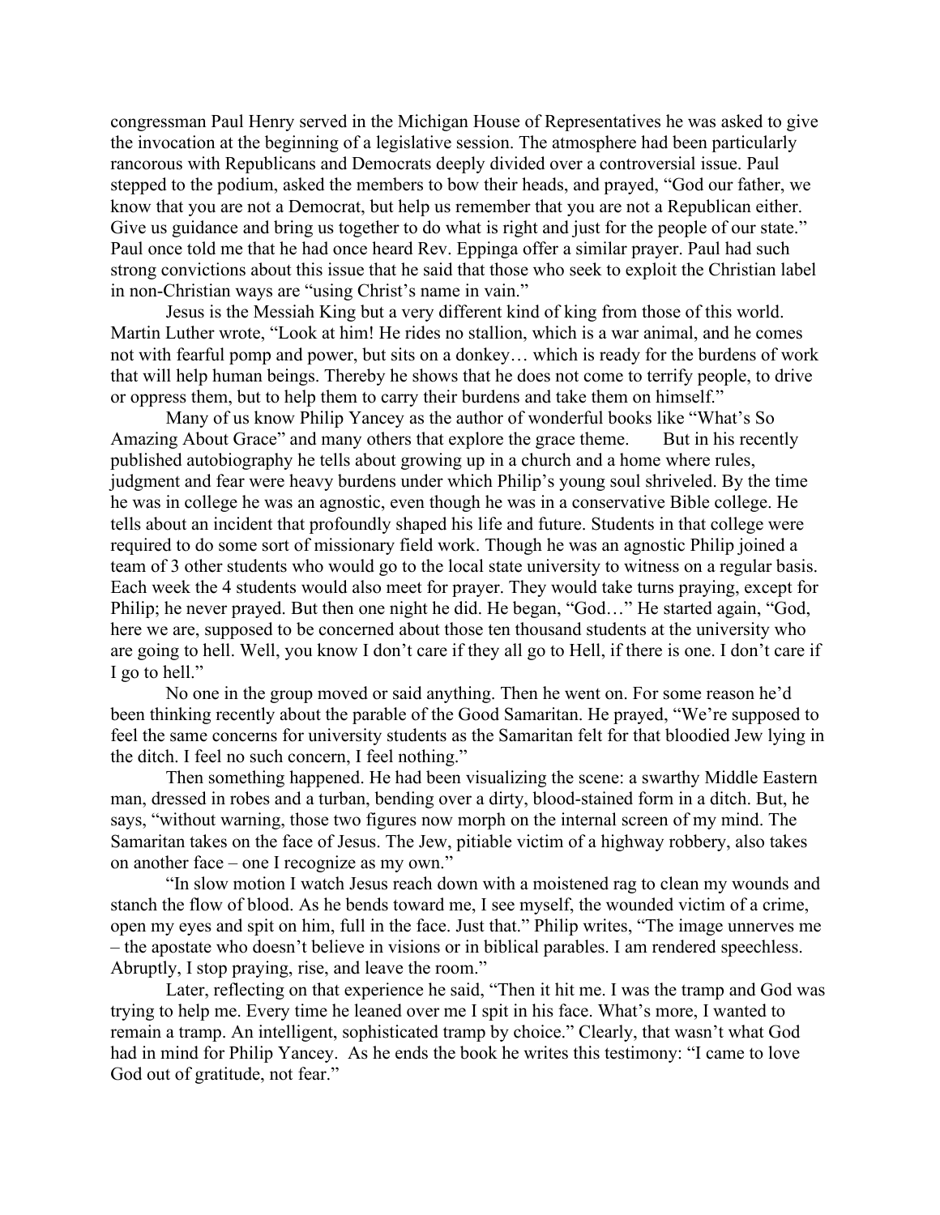congressman Paul Henry served in the Michigan House of Representatives he was asked to give the invocation at the beginning of a legislative session. The atmosphere had been particularly rancorous with Republicans and Democrats deeply divided over a controversial issue. Paul stepped to the podium, asked the members to bow their heads, and prayed, "God our father, we know that you are not a Democrat, but help us remember that you are not a Republican either. Give us guidance and bring us together to do what is right and just for the people of our state." Paul once told me that he had once heard Rev. Eppinga offer a similar prayer. Paul had such strong convictions about this issue that he said that those who seek to exploit the Christian label in non-Christian ways are "using Christ's name in vain."

Jesus is the Messiah King but a very different kind of king from those of this world. Martin Luther wrote, "Look at him! He rides no stallion, which is a war animal, and he comes not with fearful pomp and power, but sits on a donkey… which is ready for the burdens of work that will help human beings. Thereby he shows that he does not come to terrify people, to drive or oppress them, but to help them to carry their burdens and take them on himself."

Many of us know Philip Yancey as the author of wonderful books like "What's So Amazing About Grace" and many others that explore the grace theme. But in his recently published autobiography he tells about growing up in a church and a home where rules, judgment and fear were heavy burdens under which Philip's young soul shriveled. By the time he was in college he was an agnostic, even though he was in a conservative Bible college. He tells about an incident that profoundly shaped his life and future. Students in that college were required to do some sort of missionary field work. Though he was an agnostic Philip joined a team of 3 other students who would go to the local state university to witness on a regular basis. Each week the 4 students would also meet for prayer. They would take turns praying, except for Philip; he never prayed. But then one night he did. He began, "God…" He started again, "God, here we are, supposed to be concerned about those ten thousand students at the university who are going to hell. Well, you know I don't care if they all go to Hell, if there is one. I don't care if I go to hell."

No one in the group moved or said anything. Then he went on. For some reason he'd been thinking recently about the parable of the Good Samaritan. He prayed, "We're supposed to feel the same concerns for university students as the Samaritan felt for that bloodied Jew lying in the ditch. I feel no such concern, I feel nothing."

Then something happened. He had been visualizing the scene: a swarthy Middle Eastern man, dressed in robes and a turban, bending over a dirty, blood-stained form in a ditch. But, he says, "without warning, those two figures now morph on the internal screen of my mind. The Samaritan takes on the face of Jesus. The Jew, pitiable victim of a highway robbery, also takes on another face – one I recognize as my own."

"In slow motion I watch Jesus reach down with a moistened rag to clean my wounds and stanch the flow of blood. As he bends toward me, I see myself, the wounded victim of a crime, open my eyes and spit on him, full in the face. Just that." Philip writes, "The image unnerves me – the apostate who doesn't believe in visions or in biblical parables. I am rendered speechless. Abruptly, I stop praying, rise, and leave the room."

Later, reflecting on that experience he said, "Then it hit me. I was the tramp and God was trying to help me. Every time he leaned over me I spit in his face. What's more, I wanted to remain a tramp. An intelligent, sophisticated tramp by choice." Clearly, that wasn't what God had in mind for Philip Yancey. As he ends the book he writes this testimony: "I came to love God out of gratitude, not fear."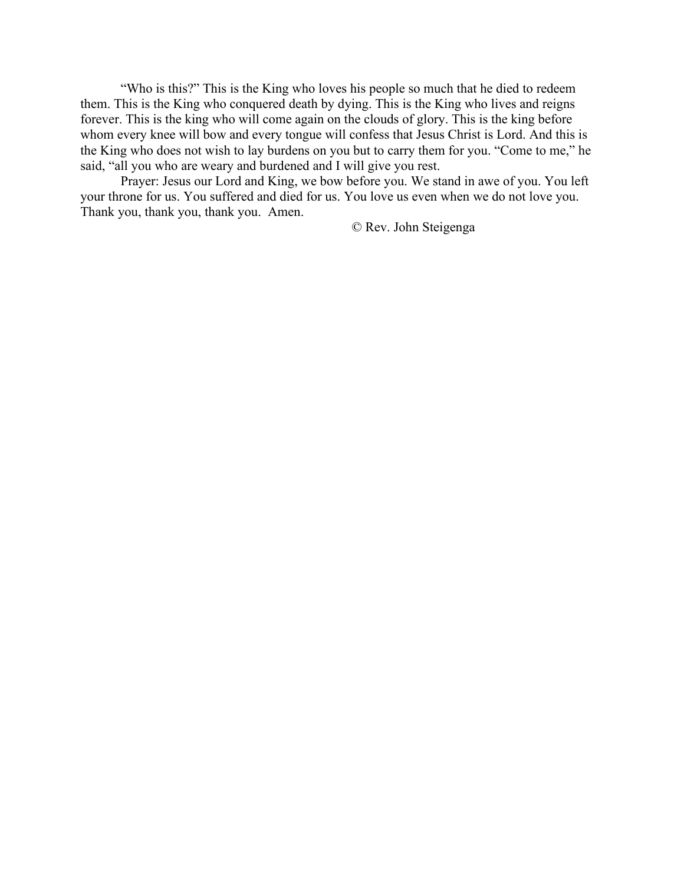"Who is this?" This is the King who loves his people so much that he died to redeem them. This is the King who conquered death by dying. This is the King who lives and reigns forever. This is the king who will come again on the clouds of glory. This is the king before whom every knee will bow and every tongue will confess that Jesus Christ is Lord. And this is the King who does not wish to lay burdens on you but to carry them for you. "Come to me," he said, "all you who are weary and burdened and I will give you rest.

Prayer: Jesus our Lord and King, we bow before you. We stand in awe of you. You left your throne for us. You suffered and died for us. You love us even when we do not love you. Thank you, thank you, thank you. Amen.

© Rev. John Steigenga